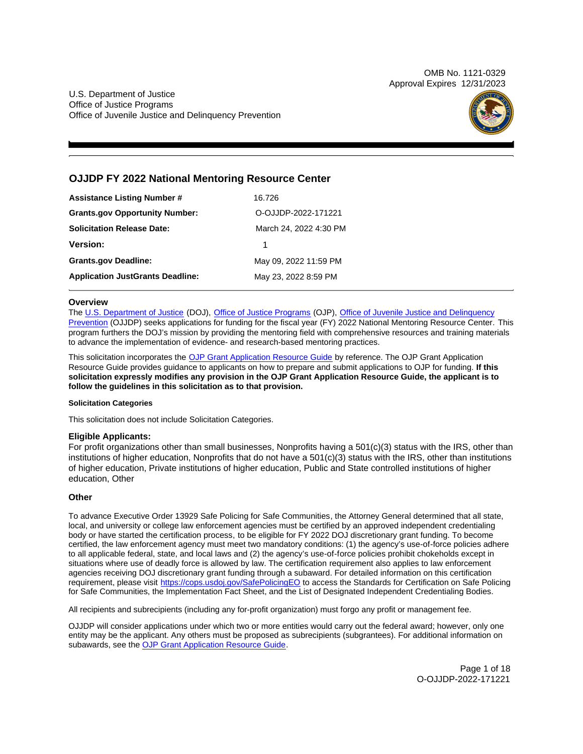OMB No. 1121-0329
Approval Expires 12/31/2023

U.S. Department of Justice
Office of Justice Programs
Office of Juvenile Justice and Delinquency Prevention

## OJJDP FY 2022 National Mentoring Resource Center

| | |
|---|---|
| **Assistance Listing Number #** | 16.726 |
| **Grants.gov Opportunity Number:** | O-OJJDP-2022-171221 |
| **Solicitation Release Date:** | March 24, 2022 4:30 PM |
| **Version:** | 1 |
| **Grants.gov Deadline:** | May 09, 2022 11:59 PM |
| **Application JustGrants Deadline:** | May 23, 2022 8:59 PM |

### Overview

The U.S. Department of Justice (DOJ), Office of Justice Programs (OJP), Office of Juvenile Justice and Delinquency Prevention (OJJDP) seeks applications for funding for the fiscal year (FY) 2022 National Mentoring Resource Center. This program furthers the DOJ's mission by providing the mentoring field with comprehensive resources and training materials to advance the implementation of evidence- and research-based mentoring practices.

This solicitation incorporates the OJP Grant Application Resource Guide by reference. The OJP Grant Application Resource Guide provides guidance to applicants on how to prepare and submit applications to OJP for funding. **If this solicitation expressly modifies any provision in the OJP Grant Application Resource Guide, the applicant is to follow the guidelines in this solicitation as to that provision.**

#### Solicitation Categories

This solicitation does not include Solicitation Categories.

### Eligible Applicants:

For profit organizations other than small businesses, Nonprofits having a 501(c)(3) status with the IRS, other than institutions of higher education, Nonprofits that do not have a 501(c)(3) status with the IRS, other than institutions of higher education, Private institutions of higher education, Public and State controlled institutions of higher education, Other

### Other

To advance Executive Order 13929 Safe Policing for Safe Communities, the Attorney General determined that all state, local, and university or college law enforcement agencies must be certified by an approved independent credentialing body or have started the certification process, to be eligible for FY 2022 DOJ discretionary grant funding. To become certified, the law enforcement agency must meet two mandatory conditions: (1) the agency's use-of-force policies adhere to all applicable federal, state, and local laws and (2) the agency's use-of-force policies prohibit chokeholds except in situations where use of deadly force is allowed by law. The certification requirement also applies to law enforcement agencies receiving DOJ discretionary grant funding through a subaward. For detailed information on this certification requirement, please visit https://cops.usdoj.gov/SafePolicingEO to access the Standards for Certification on Safe Policing for Safe Communities, the Implementation Fact Sheet, and the List of Designated Independent Credentialing Bodies.

All recipients and subrecipients (including any for-profit organization) must forgo any profit or management fee.

OJJDP will consider applications under which two or more entities would carry out the federal award; however, only one entity may be the applicant. Any others must be proposed as subrecipients (subgrantees). For additional information on subawards, see the OJP Grant Application Resource Guide.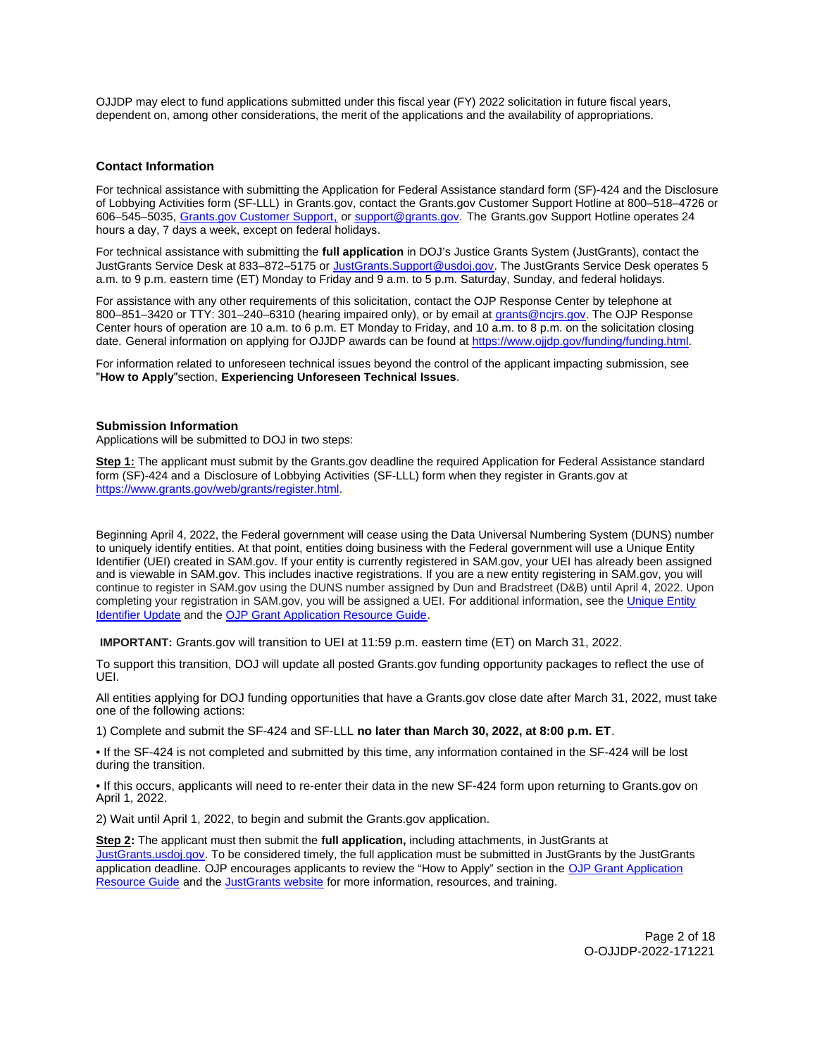OJJDP may elect to fund applications submitted under this fiscal year (FY) 2022 solicitation in future fiscal years, dependent on, among other considerations, the merit of the applications and the availability of appropriations.

### Contact Information

For technical assistance with submitting the Application for Federal Assistance standard form (SF)-424 and the Disclosure of Lobbying Activities form (SF-LLL) in Grants.gov, contact the Grants.gov Customer Support Hotline at 800–518–4726 or 606–545–5035, [Grants.gov Customer Support](), or [support@grants.gov](mailto:support@grants.gov). The Grants.gov Support Hotline operates 24 hours a day, 7 days a week, except on federal holidays.

For technical assistance with submitting the **full application** in DOJ's Justice Grants System (JustGrants), contact the JustGrants Service Desk at 833–872–5175 or [JustGrants.Support@usdoj.gov](mailto:JustGrants.Support@usdoj.gov). The JustGrants Service Desk operates 5 a.m. to 9 p.m. eastern time (ET) Monday to Friday and 9 a.m. to 5 p.m. Saturday, Sunday, and federal holidays.

For assistance with any other requirements of this solicitation, contact the OJP Response Center by telephone at 800–851–3420 or TTY: 301–240–6310 (hearing impaired only), or by email at [grants@ncjrs.gov](mailto:grants@ncjrs.gov). The OJP Response Center hours of operation are 10 a.m. to 6 p.m. ET Monday to Friday, and 10 a.m. to 8 p.m. on the solicitation closing date. General information on applying for OJJDP awards can be found at [https://www.ojjdp.gov/funding/funding.html](https://www.ojjdp.gov/funding/funding.html).

For information related to unforeseen technical issues beyond the control of the applicant impacting submission, see "**How to Apply**"section, **Experiencing Unforeseen Technical Issues**.

### Submission Information

Applications will be submitted to DOJ in two steps:

**Step 1:** The applicant must submit by the Grants.gov deadline the required Application for Federal Assistance standard form (SF)-424 and a Disclosure of Lobbying Activities (SF-LLL) form when they register in Grants.gov at [https://www.grants.gov/web/grants/register.html](https://www.grants.gov/web/grants/register.html).

Beginning April 4, 2022, the Federal government will cease using the Data Universal Numbering System (DUNS) number to uniquely identify entities. At that point, entities doing business with the Federal government will use a Unique Entity Identifier (UEI) created in SAM.gov. If your entity is currently registered in SAM.gov, your UEI has already been assigned and is viewable in SAM.gov. This includes inactive registrations. If you are a new entity registering in SAM.gov, you will continue to register in SAM.gov using the DUNS number assigned by Dun and Bradstreet (D&B) until April 4, 2022. Upon completing your registration in SAM.gov, you will be assigned a UEI. For additional information, see the [Unique Entity Identifier Update]() and the [OJP Grant Application Resource Guide]().

**IMPORTANT:** Grants.gov will transition to UEI at 11:59 p.m. eastern time (ET) on March 31, 2022.

To support this transition, DOJ will update all posted Grants.gov funding opportunity packages to reflect the use of UEI.

All entities applying for DOJ funding opportunities that have a Grants.gov close date after March 31, 2022, must take one of the following actions:

1) Complete and submit the SF-424 and SF-LLL **no later than March 30, 2022, at 8:00 p.m. ET**.

- If the SF-424 is not completed and submitted by this time, any information contained in the SF-424 will be lost during the transition.
- If this occurs, applicants will need to re-enter their data in the new SF-424 form upon returning to Grants.gov on April 1, 2022.

2) Wait until April 1, 2022, to begin and submit the Grants.gov application.

**Step 2:** The applicant must then submit the **full application,** including attachments, in JustGrants at [JustGrants.usdoj.gov](). To be considered timely, the full application must be submitted in JustGrants by the JustGrants application deadline. OJP encourages applicants to review the "How to Apply" section in the [OJP Grant Application Resource Guide]() and the [JustGrants website]() for more information, resources, and training.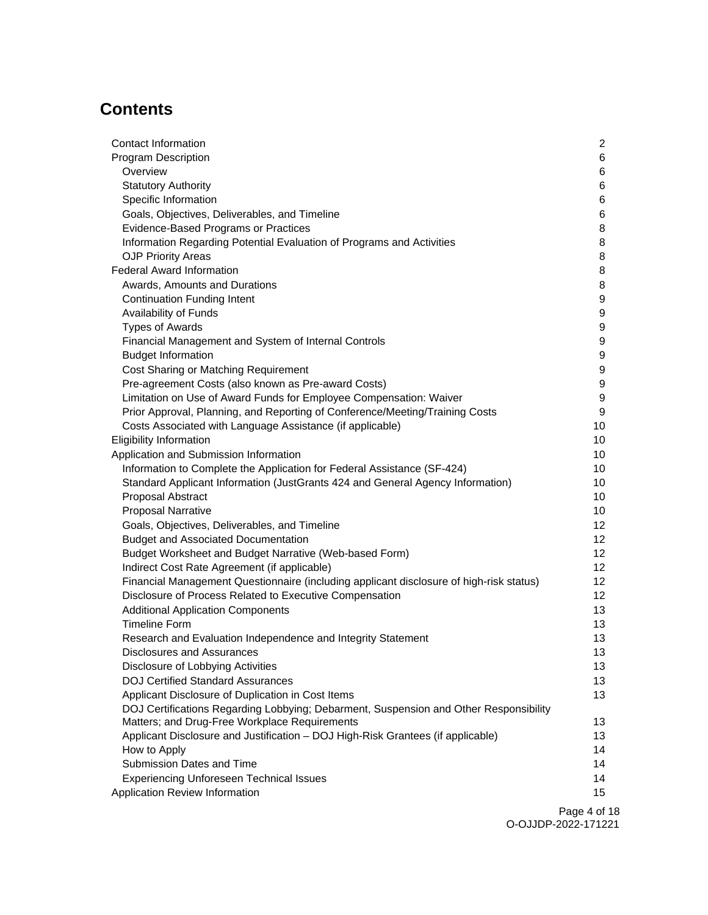## Contents

| | |
|---|---|
| Contact Information | 2 |
| Program Description | 6 |
| Overview | 6 |
| Statutory Authority | 6 |
| Specific Information | 6 |
| Goals, Objectives, Deliverables, and Timeline | 6 |
| Evidence-Based Programs or Practices | 8 |
| Information Regarding Potential Evaluation of Programs and Activities | 8 |
| OJP Priority Areas | 8 |
| Federal Award Information | 8 |
| Awards, Amounts and Durations | 8 |
| Continuation Funding Intent | 9 |
| Availability of Funds | 9 |
| Types of Awards | 9 |
| Financial Management and System of Internal Controls | 9 |
| Budget Information | 9 |
| Cost Sharing or Matching Requirement | 9 |
| Pre-agreement Costs (also known as Pre-award Costs) | 9 |
| Limitation on Use of Award Funds for Employee Compensation: Waiver | 9 |
| Prior Approval, Planning, and Reporting of Conference/Meeting/Training Costs | 9 |
| Costs Associated with Language Assistance (if applicable) | 10 |
| Eligibility Information | 10 |
| Application and Submission Information | 10 |
| Information to Complete the Application for Federal Assistance (SF-424) | 10 |
| Standard Applicant Information (JustGrants 424 and General Agency Information) | 10 |
| Proposal Abstract | 10 |
| Proposal Narrative | 10 |
| Goals, Objectives, Deliverables, and Timeline | 12 |
| Budget and Associated Documentation | 12 |
| Budget Worksheet and Budget Narrative (Web-based Form) | 12 |
| Indirect Cost Rate Agreement (if applicable) | 12 |
| Financial Management Questionnaire (including applicant disclosure of high-risk status) | 12 |
| Disclosure of Process Related to Executive Compensation | 12 |
| Additional Application Components | 13 |
| Timeline Form | 13 |
| Research and Evaluation Independence and Integrity Statement | 13 |
| Disclosures and Assurances | 13 |
| Disclosure of Lobbying Activities | 13 |
| DOJ Certified Standard Assurances | 13 |
| Applicant Disclosure of Duplication in Cost Items | 13 |
| DOJ Certifications Regarding Lobbying; Debarment, Suspension and Other Responsibility Matters; and Drug-Free Workplace Requirements | 13 |
| Applicant Disclosure and Justification – DOJ High-Risk Grantees (if applicable) | 13 |
| How to Apply | 14 |
| Submission Dates and Time | 14 |
| Experiencing Unforeseen Technical Issues | 14 |
| Application Review Information | 15 |

O-OJJDP-2022-171221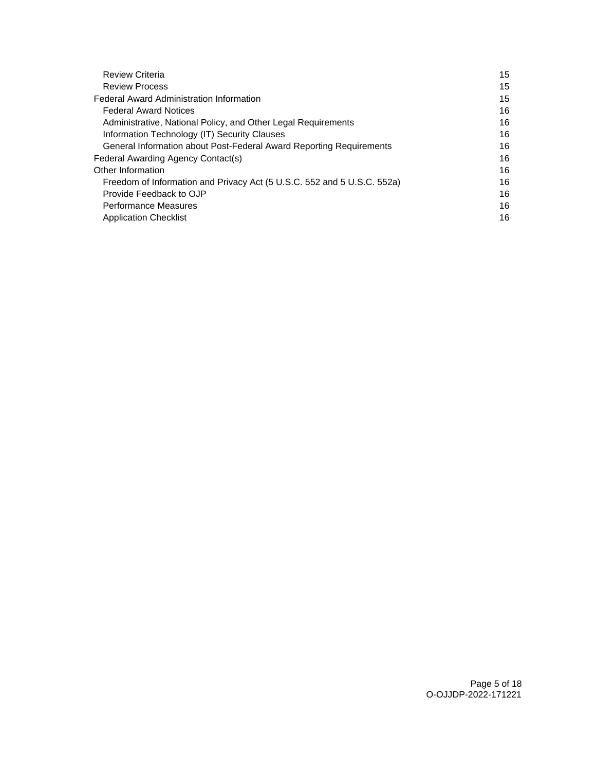| | |
|---|---|
| Review Criteria | 15 |
| Review Process | 15 |
| Federal Award Administration Information | 15 |
| Federal Award Notices | 16 |
| Administrative, National Policy, and Other Legal Requirements | 16 |
| Information Technology (IT) Security Clauses | 16 |
| General Information about Post-Federal Award Reporting Requirements | 16 |
| Federal Awarding Agency Contact(s) | 16 |
| Other Information | 16 |
| Freedom of Information and Privacy Act (5 U.S.C. 552 and 5 U.S.C. 552a) | 16 |
| Provide Feedback to OJP | 16 |
| Performance Measures | 16 |
| Application Checklist | 16 |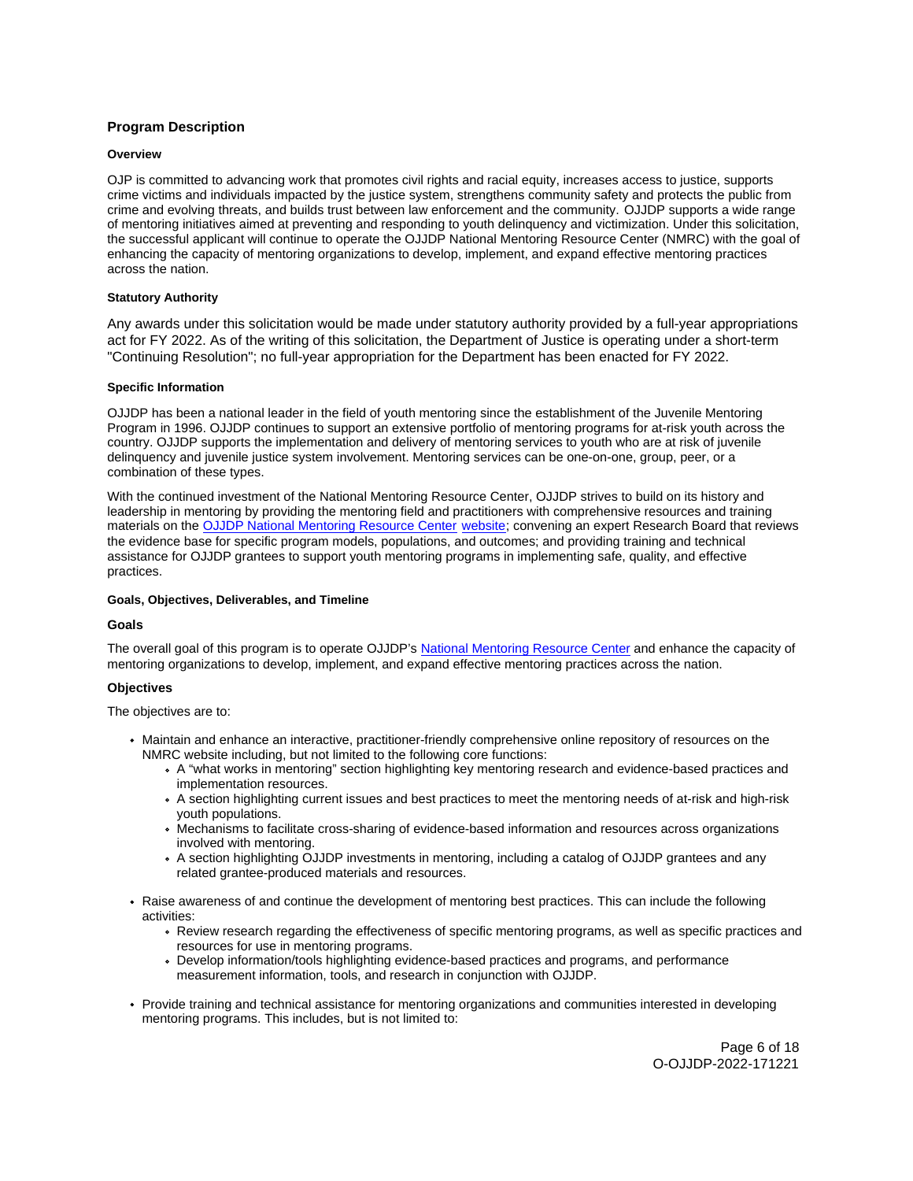## Program Description

### Overview

OJP is committed to advancing work that promotes civil rights and racial equity, increases access to justice, supports crime victims and individuals impacted by the justice system, strengthens community safety and protects the public from crime and evolving threats, and builds trust between law enforcement and the community. OJJDP supports a wide range of mentoring initiatives aimed at preventing and responding to youth delinquency and victimization. Under this solicitation, the successful applicant will continue to operate the OJJDP National Mentoring Resource Center (NMRC) with the goal of enhancing the capacity of mentoring organizations to develop, implement, and expand effective mentoring practices across the nation.

### Statutory Authority

Any awards under this solicitation would be made under statutory authority provided by a full-year appropriations act for FY 2022. As of the writing of this solicitation, the Department of Justice is operating under a short-term "Continuing Resolution"; no full-year appropriation for the Department has been enacted for FY 2022.

### Specific Information

OJJDP has been a national leader in the field of youth mentoring since the establishment of the Juvenile Mentoring Program in 1996. OJJDP continues to support an extensive portfolio of mentoring programs for at-risk youth across the country. OJJDP supports the implementation and delivery of mentoring services to youth who are at risk of juvenile delinquency and juvenile justice system involvement. Mentoring services can be one-on-one, group, peer, or a combination of these types.

With the continued investment of the National Mentoring Resource Center, OJJDP strives to build on its history and leadership in mentoring by providing the mentoring field and practitioners with comprehensive resources and training materials on the OJJDP National Mentoring Resource Center website; convening an expert Research Board that reviews the evidence base for specific program models, populations, and outcomes; and providing training and technical assistance for OJJDP grantees to support youth mentoring programs in implementing safe, quality, and effective practices.

### Goals, Objectives, Deliverables, and Timeline

#### Goals

The overall goal of this program is to operate OJJDP's National Mentoring Resource Center and enhance the capacity of mentoring organizations to develop, implement, and expand effective mentoring practices across the nation.

#### Objectives

The objectives are to:

- Maintain and enhance an interactive, practitioner-friendly comprehensive online repository of resources on the NMRC website including, but not limited to the following core functions:
  - A "what works in mentoring" section highlighting key mentoring research and evidence-based practices and implementation resources.
  - A section highlighting current issues and best practices to meet the mentoring needs of at-risk and high-risk youth populations.
  - Mechanisms to facilitate cross-sharing of evidence-based information and resources across organizations involved with mentoring.
  - A section highlighting OJJDP investments in mentoring, including a catalog of OJJDP grantees and any related grantee-produced materials and resources.
- Raise awareness of and continue the development of mentoring best practices. This can include the following activities:
  - Review research regarding the effectiveness of specific mentoring programs, as well as specific practices and resources for use in mentoring programs.
  - Develop information/tools highlighting evidence-based practices and programs, and performance measurement information, tools, and research in conjunction with OJJDP.
- Provide training and technical assistance for mentoring organizations and communities interested in developing mentoring programs. This includes, but is not limited to: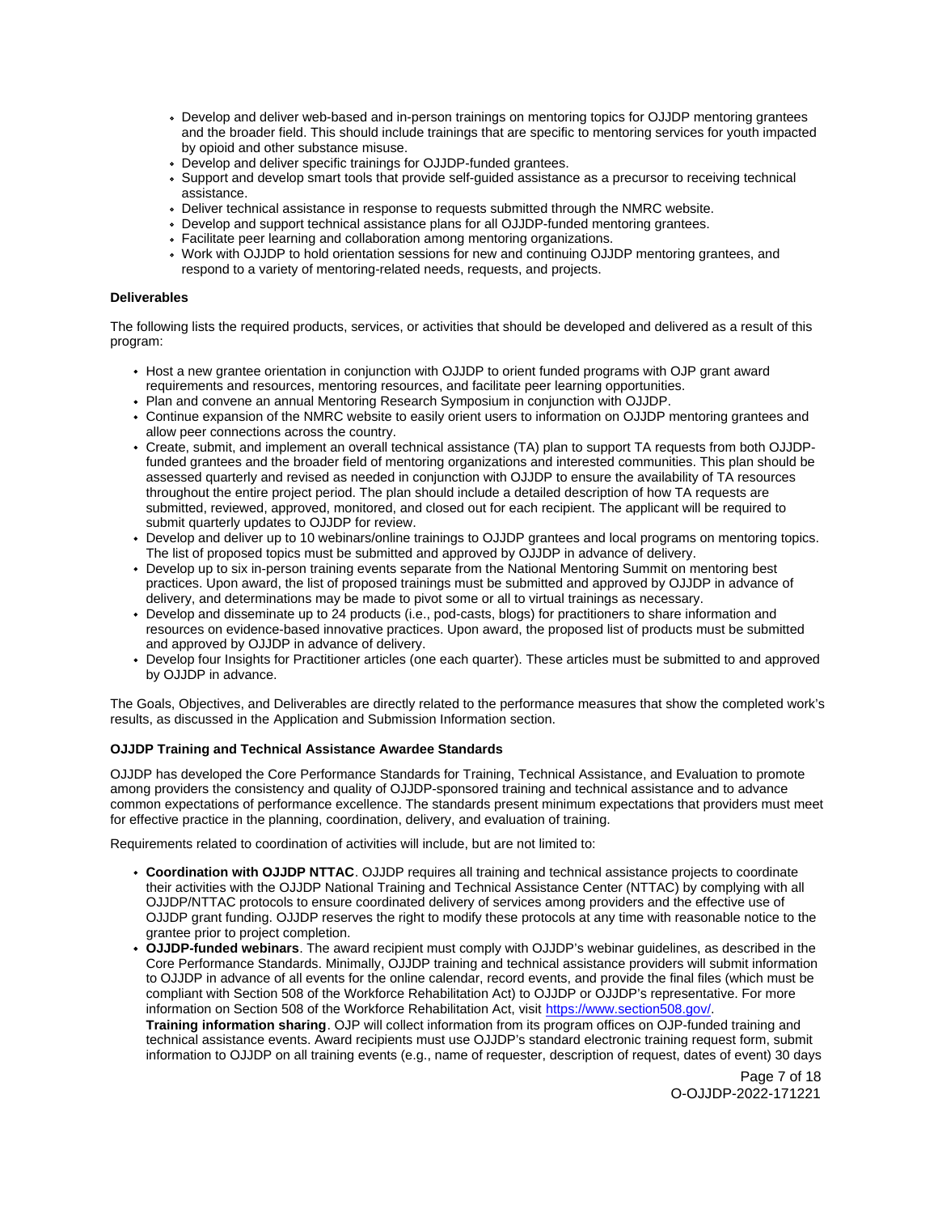- Develop and deliver web-based and in-person trainings on mentoring topics for OJJDP mentoring grantees and the broader field. This should include trainings that are specific to mentoring services for youth impacted by opioid and other substance misuse.
- Develop and deliver specific trainings for OJJDP-funded grantees.
- Support and develop smart tools that provide self-guided assistance as a precursor to receiving technical assistance.
- Deliver technical assistance in response to requests submitted through the NMRC website.
- Develop and support technical assistance plans for all OJJDP-funded mentoring grantees.
- Facilitate peer learning and collaboration among mentoring organizations.
- Work with OJJDP to hold orientation sessions for new and continuing OJJDP mentoring grantees, and respond to a variety of mentoring-related needs, requests, and projects.

**Deliverables**

The following lists the required products, services, or activities that should be developed and delivered as a result of this program:

- Host a new grantee orientation in conjunction with OJJDP to orient funded programs with OJP grant award requirements and resources, mentoring resources, and facilitate peer learning opportunities.
- Plan and convene an annual Mentoring Research Symposium in conjunction with OJJDP.
- Continue expansion of the NMRC website to easily orient users to information on OJJDP mentoring grantees and allow peer connections across the country.
- Create, submit, and implement an overall technical assistance (TA) plan to support TA requests from both OJJDP-funded grantees and the broader field of mentoring organizations and interested communities. This plan should be assessed quarterly and revised as needed in conjunction with OJJDP to ensure the availability of TA resources throughout the entire project period. The plan should include a detailed description of how TA requests are submitted, reviewed, approved, monitored, and closed out for each recipient. The applicant will be required to submit quarterly updates to OJJDP for review.
- Develop and deliver up to 10 webinars/online trainings to OJJDP grantees and local programs on mentoring topics. The list of proposed topics must be submitted and approved by OJJDP in advance of delivery.
- Develop up to six in-person training events separate from the National Mentoring Summit on mentoring best practices. Upon award, the list of proposed trainings must be submitted and approved by OJJDP in advance of delivery, and determinations may be made to pivot some or all to virtual trainings as necessary.
- Develop and disseminate up to 24 products (i.e., pod-casts, blogs) for practitioners to share information and resources on evidence-based innovative practices. Upon award, the proposed list of products must be submitted and approved by OJJDP in advance of delivery.
- Develop four Insights for Practitioner articles (one each quarter). These articles must be submitted to and approved by OJJDP in advance.

The Goals, Objectives, and Deliverables are directly related to the performance measures that show the completed work's results, as discussed in the Application and Submission Information section.

**OJJDP Training and Technical Assistance Awardee Standards**

OJJDP has developed the Core Performance Standards for Training, Technical Assistance, and Evaluation to promote among providers the consistency and quality of OJJDP-sponsored training and technical assistance and to advance common expectations of performance excellence. The standards present minimum expectations that providers must meet for effective practice in the planning, coordination, delivery, and evaluation of training.

Requirements related to coordination of activities will include, but are not limited to:

- **Coordination with OJJDP NTTAC**. OJJDP requires all training and technical assistance projects to coordinate their activities with the OJJDP National Training and Technical Assistance Center (NTTAC) by complying with all OJJDP/NTTAC protocols to ensure coordinated delivery of services among providers and the effective use of OJJDP grant funding. OJJDP reserves the right to modify these protocols at any time with reasonable notice to the grantee prior to project completion.
- **OJJDP-funded webinars**. The award recipient must comply with OJJDP's webinar guidelines, as described in the Core Performance Standards. Minimally, OJJDP training and technical assistance providers will submit information to OJJDP in advance of all events for the online calendar, record events, and provide the final files (which must be compliant with Section 508 of the Workforce Rehabilitation Act) to OJJDP or OJJDP's representative. For more information on Section 508 of the Workforce Rehabilitation Act, visit https://www.section508.gov/.
  **Training information sharing**. OJP will collect information from its program offices on OJP-funded training and technical assistance events. Award recipients must use OJJDP's standard electronic training request form, submit information to OJJDP on all training events (e.g., name of requester, description of request, dates of event) 30 days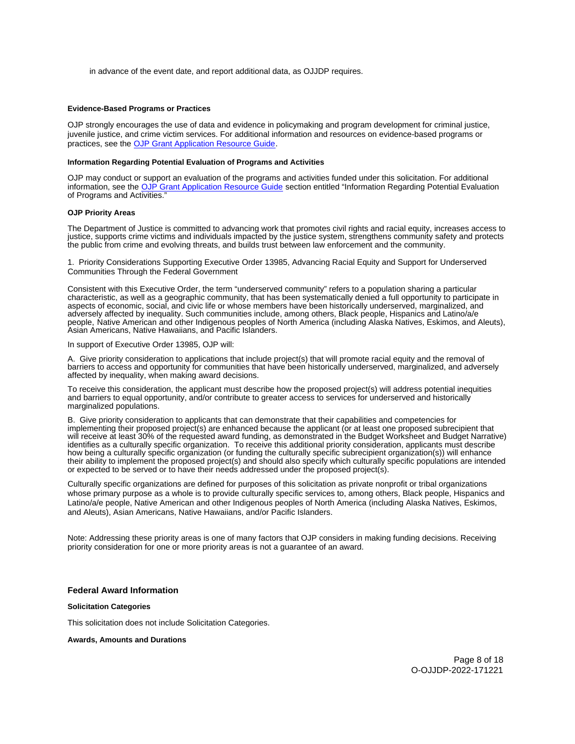in advance of the event date, and report additional data, as OJJDP requires.

**Evidence-Based Programs or Practices**

OJP strongly encourages the use of data and evidence in policymaking and program development for criminal justice, juvenile justice, and crime victim services. For additional information and resources on evidence-based programs or practices, see the [OJP Grant Application Resource Guide](#).

**Information Regarding Potential Evaluation of Programs and Activities**

OJP may conduct or support an evaluation of the programs and activities funded under this solicitation. For additional information, see the [OJP Grant Application Resource Guide](#) section entitled "Information Regarding Potential Evaluation of Programs and Activities."

**OJP Priority Areas**

The Department of Justice is committed to advancing work that promotes civil rights and racial equity, increases access to justice, supports crime victims and individuals impacted by the justice system, strengthens community safety and protects the public from crime and evolving threats, and builds trust between law enforcement and the community.

1. Priority Considerations Supporting Executive Order 13985, Advancing Racial Equity and Support for Underserved Communities Through the Federal Government

Consistent with this Executive Order, the term "underserved community" refers to a population sharing a particular characteristic, as well as a geographic community, that has been systematically denied a full opportunity to participate in aspects of economic, social, and civic life or whose members have been historically underserved, marginalized, and adversely affected by inequality. Such communities include, among others, Black people, Hispanics and Latino/a/e people, Native American and other Indigenous peoples of North America (including Alaska Natives, Eskimos, and Aleuts), Asian Americans, Native Hawaiians, and Pacific Islanders.

In support of Executive Order 13985, OJP will:

A. Give priority consideration to applications that include project(s) that will promote racial equity and the removal of barriers to access and opportunity for communities that have been historically underserved, marginalized, and adversely affected by inequality, when making award decisions.

To receive this consideration, the applicant must describe how the proposed project(s) will address potential inequities and barriers to equal opportunity, and/or contribute to greater access to services for underserved and historically marginalized populations.

B. Give priority consideration to applicants that can demonstrate that their capabilities and competencies for implementing their proposed project(s) are enhanced because the applicant (or at least one proposed subrecipient that will receive at least 30% of the requested award funding, as demonstrated in the Budget Worksheet and Budget Narrative) identifies as a culturally specific organization. To receive this additional priority consideration, applicants must describe how being a culturally specific organization (or funding the culturally specific subrecipient organization(s)) will enhance their ability to implement the proposed project(s) and should also specify which culturally specific populations are intended or expected to be served or to have their needs addressed under the proposed project(s).

Culturally specific organizations are defined for purposes of this solicitation as private nonprofit or tribal organizations whose primary purpose as a whole is to provide culturally specific services to, among others, Black people, Hispanics and Latino/a/e people, Native American and other Indigenous peoples of North America (including Alaska Natives, Eskimos, and Aleuts), Asian Americans, Native Hawaiians, and/or Pacific Islanders.

Note: Addressing these priority areas is one of many factors that OJP considers in making funding decisions. Receiving priority consideration for one or more priority areas is not a guarantee of an award.

## Federal Award Information

**Solicitation Categories**

This solicitation does not include Solicitation Categories.

**Awards, Amounts and Durations**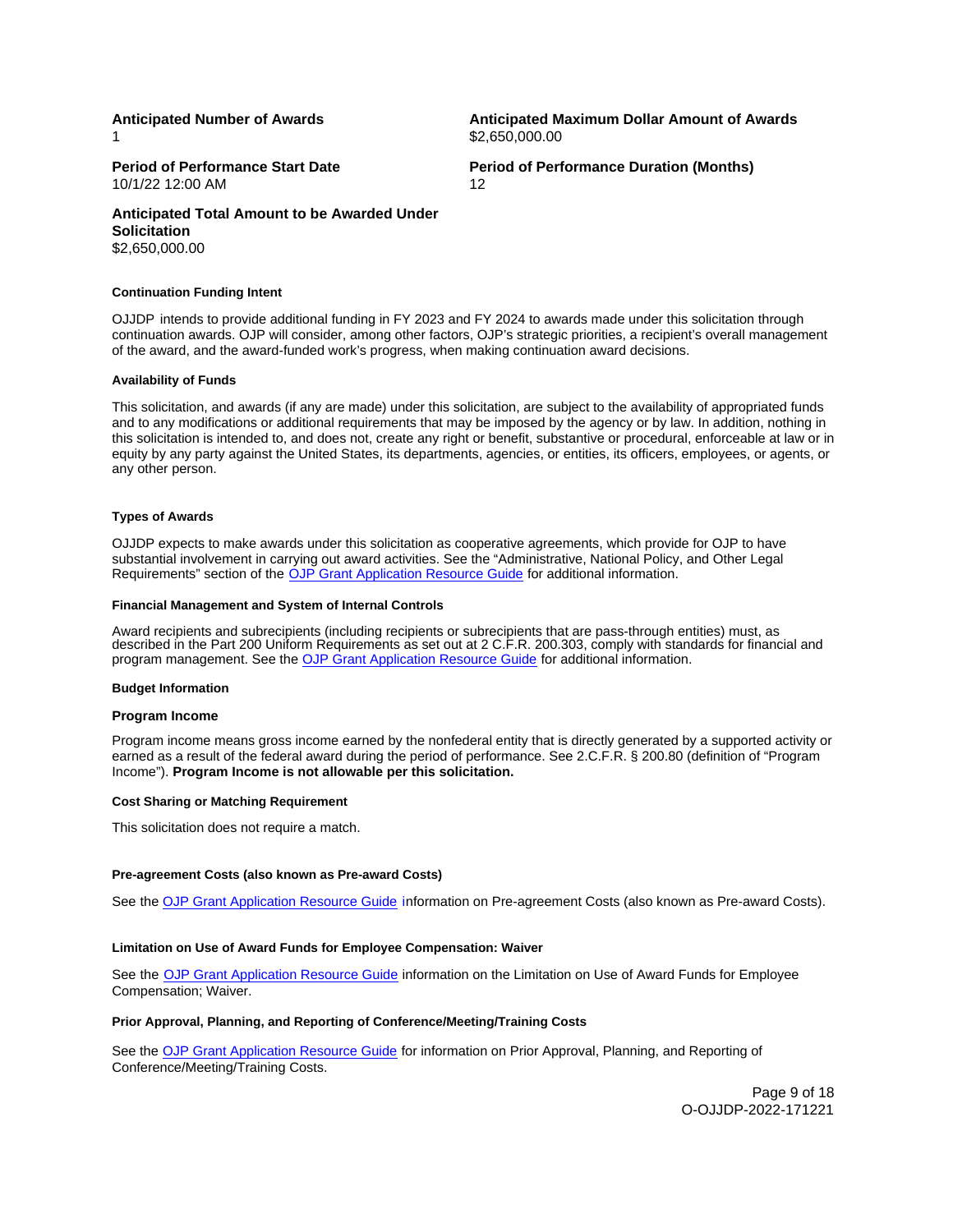**Anticipated Number of Awards**
1

**Anticipated Maximum Dollar Amount of Awards**
$2,650,000.00

**Period of Performance Start Date**
10/1/22 12:00 AM

**Period of Performance Duration (Months)**
12

**Anticipated Total Amount to be Awarded Under Solicitation**
$2,650,000.00

#### Continuation Funding Intent

OJJDP intends to provide additional funding in FY 2023 and FY 2024 to awards made under this solicitation through continuation awards. OJP will consider, among other factors, OJP's strategic priorities, a recipient's overall management of the award, and the award-funded work's progress, when making continuation award decisions.

#### Availability of Funds

This solicitation, and awards (if any are made) under this solicitation, are subject to the availability of appropriated funds and to any modifications or additional requirements that may be imposed by the agency or by law. In addition, nothing in this solicitation is intended to, and does not, create any right or benefit, substantive or procedural, enforceable at law or in equity by any party against the United States, its departments, agencies, or entities, its officers, employees, or agents, or any other person.

#### Types of Awards

OJJDP expects to make awards under this solicitation as cooperative agreements, which provide for OJP to have substantial involvement in carrying out award activities. See the "Administrative, National Policy, and Other Legal Requirements" section of the OJP Grant Application Resource Guide for additional information.

#### Financial Management and System of Internal Controls

Award recipients and subrecipients (including recipients or subrecipients that are pass-through entities) must, as described in the Part 200 Uniform Requirements as set out at 2 C.F.R. 200.303, comply with standards for financial and program management. See the OJP Grant Application Resource Guide for additional information.

#### Budget Information

#### Program Income

Program income means gross income earned by the nonfederal entity that is directly generated by a supported activity or earned as a result of the federal award during the period of performance. See 2.C.F.R. § 200.80 (definition of "Program Income"). **Program Income is not allowable per this solicitation.**

#### Cost Sharing or Matching Requirement

This solicitation does not require a match.

#### Pre-agreement Costs (also known as Pre-award Costs)

See the OJP Grant Application Resource Guide information on Pre-agreement Costs (also known as Pre-award Costs).

#### Limitation on Use of Award Funds for Employee Compensation: Waiver

See the OJP Grant Application Resource Guide information on the Limitation on Use of Award Funds for Employee Compensation; Waiver.

#### Prior Approval, Planning, and Reporting of Conference/Meeting/Training Costs

See the OJP Grant Application Resource Guide for information on Prior Approval, Planning, and Reporting of Conference/Meeting/Training Costs.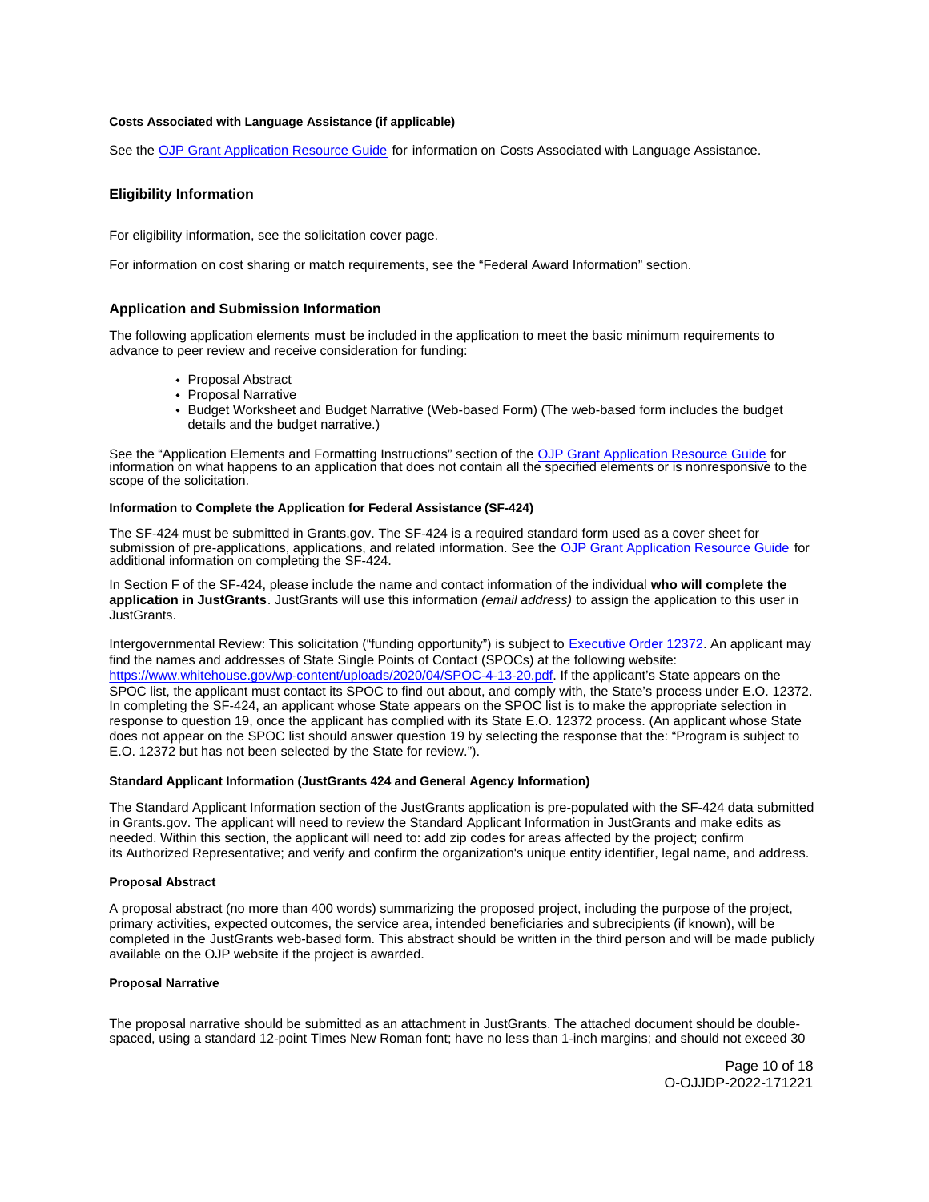#### Costs Associated with Language Assistance (if applicable)

See the OJP Grant Application Resource Guide for information on Costs Associated with Language Assistance.

### Eligibility Information

For eligibility information, see the solicitation cover page.

For information on cost sharing or match requirements, see the "Federal Award Information" section.

### Application and Submission Information

The following application elements **must** be included in the application to meet the basic minimum requirements to advance to peer review and receive consideration for funding:

- Proposal Abstract
- Proposal Narrative
- Budget Worksheet and Budget Narrative (Web-based Form) (The web-based form includes the budget details and the budget narrative.)

See the "Application Elements and Formatting Instructions" section of the OJP Grant Application Resource Guide for information on what happens to an application that does not contain all the specified elements or is nonresponsive to the scope of the solicitation.

#### Information to Complete the Application for Federal Assistance (SF-424)

The SF-424 must be submitted in Grants.gov. The SF-424 is a required standard form used as a cover sheet for submission of pre-applications, applications, and related information. See the OJP Grant Application Resource Guide for additional information on completing the SF-424.

In Section F of the SF-424, please include the name and contact information of the individual **who will complete the application in JustGrants**. JustGrants will use this information *(email address)* to assign the application to this user in JustGrants.

Intergovernmental Review: This solicitation ("funding opportunity") is subject to Executive Order 12372. An applicant may find the names and addresses of State Single Points of Contact (SPOCs) at the following website: https://www.whitehouse.gov/wp-content/uploads/2020/04/SPOC-4-13-20.pdf. If the applicant's State appears on the SPOC list, the applicant must contact its SPOC to find out about, and comply with, the State's process under E.O. 12372. In completing the SF-424, an applicant whose State appears on the SPOC list is to make the appropriate selection in response to question 19, once the applicant has complied with its State E.O. 12372 process. (An applicant whose State does not appear on the SPOC list should answer question 19 by selecting the response that the: "Program is subject to E.O. 12372 but has not been selected by the State for review.").

#### Standard Applicant Information (JustGrants 424 and General Agency Information)

The Standard Applicant Information section of the JustGrants application is pre-populated with the SF-424 data submitted in Grants.gov. The applicant will need to review the Standard Applicant Information in JustGrants and make edits as needed. Within this section, the applicant will need to: add zip codes for areas affected by the project; confirm its Authorized Representative; and verify and confirm the organization's unique entity identifier, legal name, and address.

#### Proposal Abstract

A proposal abstract (no more than 400 words) summarizing the proposed project, including the purpose of the project, primary activities, expected outcomes, the service area, intended beneficiaries and subrecipients (if known), will be completed in the JustGrants web-based form. This abstract should be written in the third person and will be made publicly available on the OJP website if the project is awarded.

#### Proposal Narrative

The proposal narrative should be submitted as an attachment in JustGrants. The attached document should be double-spaced, using a standard 12-point Times New Roman font; have no less than 1-inch margins; and should not exceed 30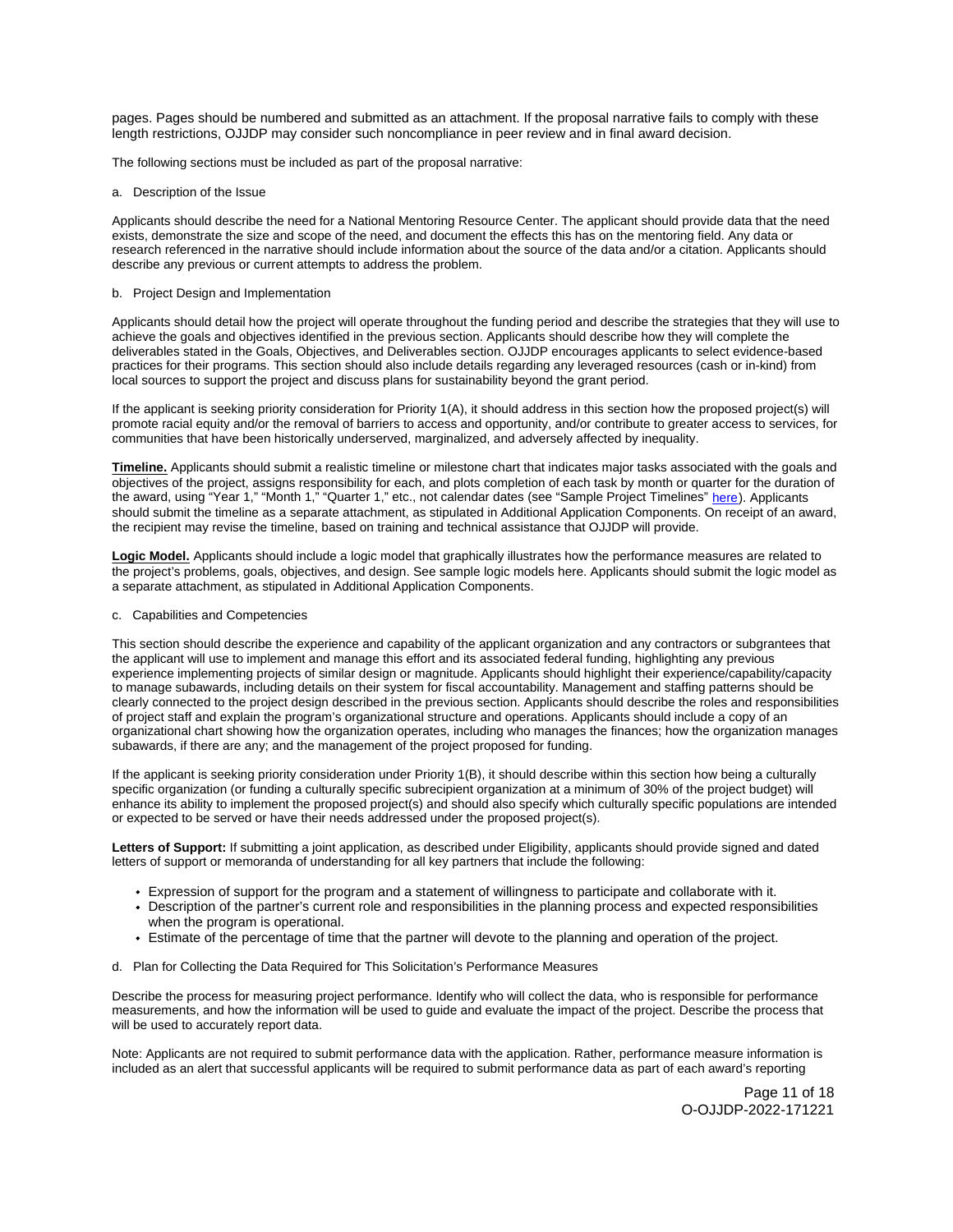pages. Pages should be numbered and submitted as an attachment. If the proposal narrative fails to comply with these length restrictions, OJJDP may consider such noncompliance in peer review and in final award decision.

The following sections must be included as part of the proposal narrative:

a. Description of the Issue

Applicants should describe the need for a National Mentoring Resource Center. The applicant should provide data that the need exists, demonstrate the size and scope of the need, and document the effects this has on the mentoring field. Any data or research referenced in the narrative should include information about the source of the data and/or a citation. Applicants should describe any previous or current attempts to address the problem.

b. Project Design and Implementation

Applicants should detail how the project will operate throughout the funding period and describe the strategies that they will use to achieve the goals and objectives identified in the previous section. Applicants should describe how they will complete the deliverables stated in the Goals, Objectives, and Deliverables section. OJJDP encourages applicants to select evidence-based practices for their programs. This section should also include details regarding any leveraged resources (cash or in-kind) from local sources to support the project and discuss plans for sustainability beyond the grant period.

If the applicant is seeking priority consideration for Priority 1(A), it should address in this section how the proposed project(s) will promote racial equity and/or the removal of barriers to access and opportunity, and/or contribute to greater access to services, for communities that have been historically underserved, marginalized, and adversely affected by inequality.

**Timeline.** Applicants should submit a realistic timeline or milestone chart that indicates major tasks associated with the goals and objectives of the project, assigns responsibility for each, and plots completion of each task by month or quarter for the duration of the award, using "Year 1," "Month 1," "Quarter 1," etc., not calendar dates (see "Sample Project Timelines" here). Applicants should submit the timeline as a separate attachment, as stipulated in Additional Application Components. On receipt of an award, the recipient may revise the timeline, based on training and technical assistance that OJJDP will provide.

**Logic Model.** Applicants should include a logic model that graphically illustrates how the performance measures are related to the project's problems, goals, objectives, and design. See sample logic models here. Applicants should submit the logic model as a separate attachment, as stipulated in Additional Application Components.

c. Capabilities and Competencies

This section should describe the experience and capability of the applicant organization and any contractors or subgrantees that the applicant will use to implement and manage this effort and its associated federal funding, highlighting any previous experience implementing projects of similar design or magnitude. Applicants should highlight their experience/capability/capacity to manage subawards, including details on their system for fiscal accountability. Management and staffing patterns should be clearly connected to the project design described in the previous section. Applicants should describe the roles and responsibilities of project staff and explain the program's organizational structure and operations. Applicants should include a copy of an organizational chart showing how the organization operates, including who manages the finances; how the organization manages subawards, if there are any; and the management of the project proposed for funding.

If the applicant is seeking priority consideration under Priority 1(B), it should describe within this section how being a culturally specific organization (or funding a culturally specific subrecipient organization at a minimum of 30% of the project budget) will enhance its ability to implement the proposed project(s) and should also specify which culturally specific populations are intended or expected to be served or have their needs addressed under the proposed project(s).

**Letters of Support:** If submitting a joint application, as described under Eligibility, applicants should provide signed and dated letters of support or memoranda of understanding for all key partners that include the following:

- Expression of support for the program and a statement of willingness to participate and collaborate with it.
- Description of the partner's current role and responsibilities in the planning process and expected responsibilities when the program is operational.
- Estimate of the percentage of time that the partner will devote to the planning and operation of the project.

d. Plan for Collecting the Data Required for This Solicitation's Performance Measures

Describe the process for measuring project performance. Identify who will collect the data, who is responsible for performance measurements, and how the information will be used to guide and evaluate the impact of the project. Describe the process that will be used to accurately report data.

Note: Applicants are not required to submit performance data with the application. Rather, performance measure information is included as an alert that successful applicants will be required to submit performance data as part of each award's reporting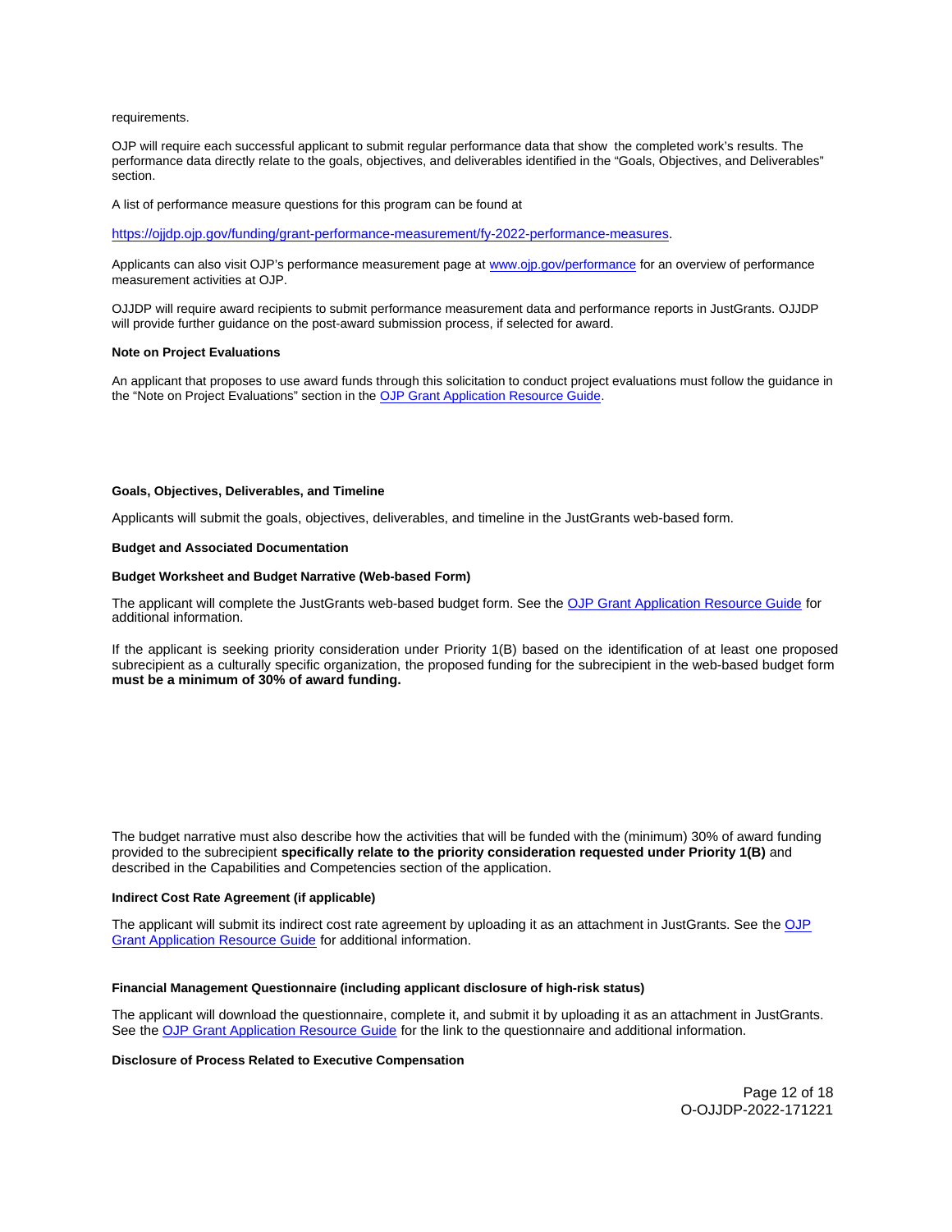requirements.

OJP will require each successful applicant to submit regular performance data that show the completed work's results. The performance data directly relate to the goals, objectives, and deliverables identified in the "Goals, Objectives, and Deliverables" section.

A list of performance measure questions for this program can be found at

https://ojjdp.ojp.gov/funding/grant-performance-measurement/fy-2022-performance-measures.

Applicants can also visit OJP's performance measurement page at www.ojp.gov/performance for an overview of performance measurement activities at OJP.

OJJDP will require award recipients to submit performance measurement data and performance reports in JustGrants. OJJDP will provide further guidance on the post-award submission process, if selected for award.

**Note on Project Evaluations**

An applicant that proposes to use award funds through this solicitation to conduct project evaluations must follow the guidance in the "Note on Project Evaluations" section in the OJP Grant Application Resource Guide.

**Goals, Objectives, Deliverables, and Timeline**

Applicants will submit the goals, objectives, deliverables, and timeline in the JustGrants web-based form.

**Budget and Associated Documentation**

**Budget Worksheet and Budget Narrative (Web-based Form)**

The applicant will complete the JustGrants web-based budget form. See the OJP Grant Application Resource Guide for additional information.

If the applicant is seeking priority consideration under Priority 1(B) based on the identification of at least one proposed subrecipient as a culturally specific organization, the proposed funding for the subrecipient in the web-based budget form **must be a minimum of 30% of award funding.**

The budget narrative must also describe how the activities that will be funded with the (minimum) 30% of award funding provided to the subrecipient **specifically relate to the priority consideration requested under Priority 1(B)** and described in the Capabilities and Competencies section of the application.

**Indirect Cost Rate Agreement (if applicable)**

The applicant will submit its indirect cost rate agreement by uploading it as an attachment in JustGrants. See the OJP Grant Application Resource Guide for additional information.

**Financial Management Questionnaire (including applicant disclosure of high-risk status)**

The applicant will download the questionnaire, complete it, and submit it by uploading it as an attachment in JustGrants. See the OJP Grant Application Resource Guide for the link to the questionnaire and additional information.

**Disclosure of Process Related to Executive Compensation**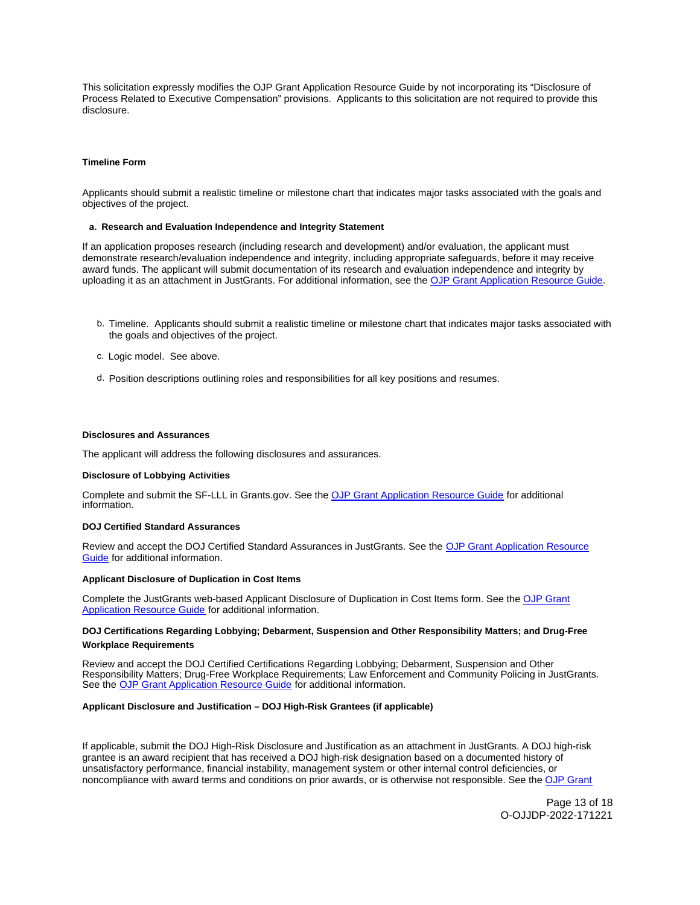This solicitation expressly modifies the OJP Grant Application Resource Guide by not incorporating its "Disclosure of Process Related to Executive Compensation" provisions. Applicants to this solicitation are not required to provide this disclosure.

**Timeline Form**

Applicants should submit a realistic timeline or milestone chart that indicates major tasks associated with the goals and objectives of the project.

**a. Research and Evaluation Independence and Integrity Statement**

If an application proposes research (including research and development) and/or evaluation, the applicant must demonstrate research/evaluation independence and integrity, including appropriate safeguards, before it may receive award funds. The applicant will submit documentation of its research and evaluation independence and integrity by uploading it as an attachment in JustGrants. For additional information, see the [OJP Grant Application Resource Guide](https://www.ojp.gov/funding/apply/ojp-grant-application-resource-guide).

b. Timeline. Applicants should submit a realistic timeline or milestone chart that indicates major tasks associated with the goals and objectives of the project.

c. Logic model. See above.

d. Position descriptions outlining roles and responsibilities for all key positions and resumes.

**Disclosures and Assurances**

The applicant will address the following disclosures and assurances.

**Disclosure of Lobbying Activities**

Complete and submit the SF-LLL in Grants.gov. See the [OJP Grant Application Resource Guide](https://www.ojp.gov/funding/apply/ojp-grant-application-resource-guide) for additional information.

**DOJ Certified Standard Assurances**

Review and accept the DOJ Certified Standard Assurances in JustGrants. See the [OJP Grant Application Resource Guide](https://www.ojp.gov/funding/apply/ojp-grant-application-resource-guide) for additional information.

**Applicant Disclosure of Duplication in Cost Items**

Complete the JustGrants web-based Applicant Disclosure of Duplication in Cost Items form. See the [OJP Grant Application Resource Guide](https://www.ojp.gov/funding/apply/ojp-grant-application-resource-guide) for additional information.

**DOJ Certifications Regarding Lobbying; Debarment, Suspension and Other Responsibility Matters; and Drug-Free Workplace Requirements**

Review and accept the DOJ Certified Certifications Regarding Lobbying; Debarment, Suspension and Other Responsibility Matters; Drug-Free Workplace Requirements; Law Enforcement and Community Policing in JustGrants. See the [OJP Grant Application Resource Guide](https://www.ojp.gov/funding/apply/ojp-grant-application-resource-guide) for additional information.

**Applicant Disclosure and Justification – DOJ High-Risk Grantees (if applicable)**

If applicable, submit the DOJ High-Risk Disclosure and Justification as an attachment in JustGrants. A DOJ high-risk grantee is an award recipient that has received a DOJ high-risk designation based on a documented history of unsatisfactory performance, financial instability, management system or other internal control deficiencies, or noncompliance with award terms and conditions on prior awards, or is otherwise not responsible. See the OJP Grant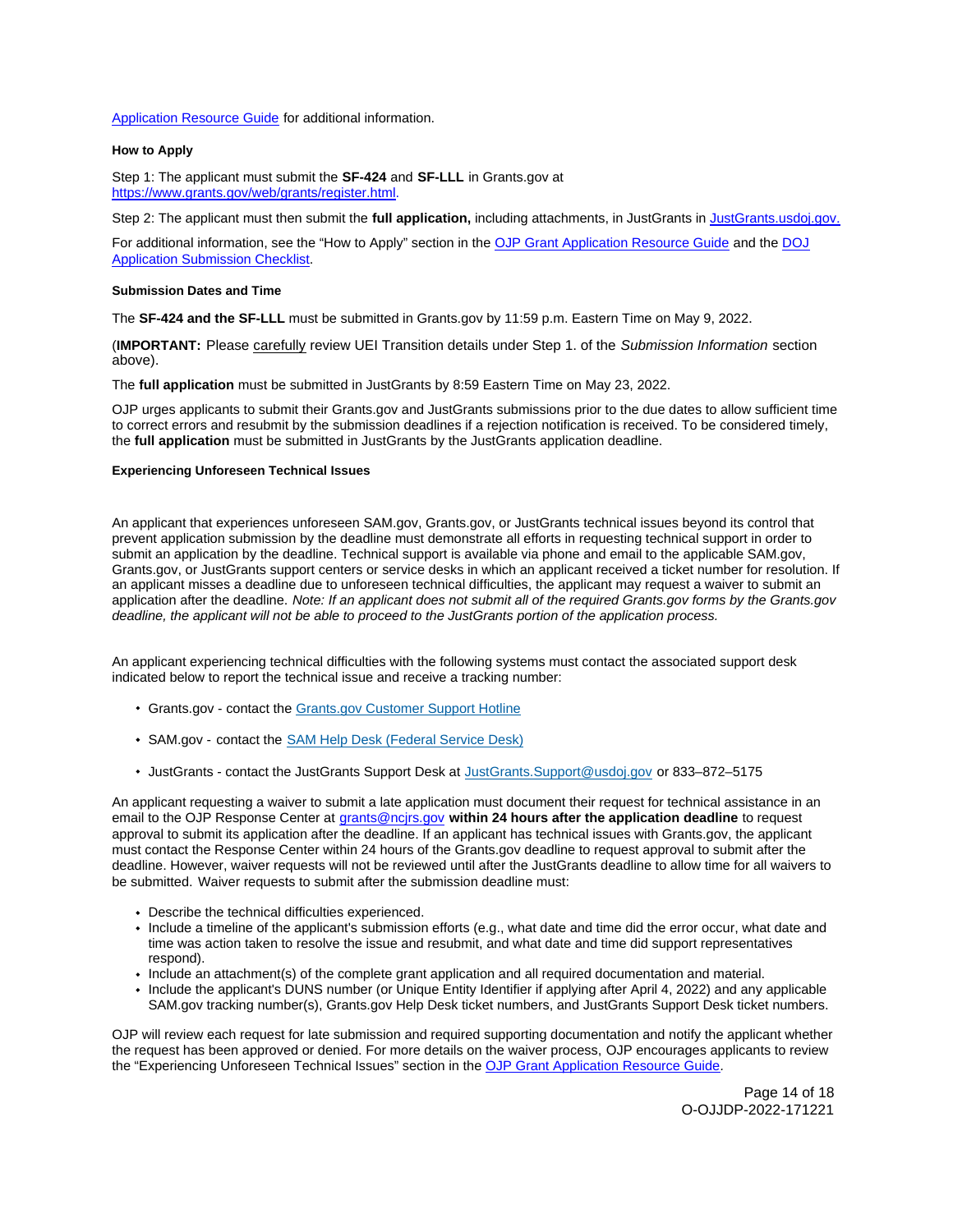Application Resource Guide for additional information.

#### How to Apply

Step 1: The applicant must submit the **SF-424** and **SF-LLL** in Grants.gov at https://www.grants.gov/web/grants/register.html.

Step 2: The applicant must then submit the **full application,** including attachments, in JustGrants in JustGrants.usdoj.gov.

For additional information, see the "How to Apply" section in the OJP Grant Application Resource Guide and the DOJ Application Submission Checklist.

#### Submission Dates and Time

The **SF-424 and the SF-LLL** must be submitted in Grants.gov by 11:59 p.m. Eastern Time on May 9, 2022.

(**IMPORTANT:** Please carefully review UEI Transition details under Step 1. of the *Submission Information* section above).

The **full application** must be submitted in JustGrants by 8:59 Eastern Time on May 23, 2022.

OJP urges applicants to submit their Grants.gov and JustGrants submissions prior to the due dates to allow sufficient time to correct errors and resubmit by the submission deadlines if a rejection notification is received. To be considered timely, the **full application** must be submitted in JustGrants by the JustGrants application deadline.

#### Experiencing Unforeseen Technical Issues

An applicant that experiences unforeseen SAM.gov, Grants.gov, or JustGrants technical issues beyond its control that prevent application submission by the deadline must demonstrate all efforts in requesting technical support in order to submit an application by the deadline. Technical support is available via phone and email to the applicable SAM.gov, Grants.gov, or JustGrants support centers or service desks in which an applicant received a ticket number for resolution. If an applicant misses a deadline due to unforeseen technical difficulties, the applicant may request a waiver to submit an application after the deadline. *Note: If an applicant does not submit all of the required Grants.gov forms by the Grants.gov deadline, the applicant will not be able to proceed to the JustGrants portion of the application process.*

An applicant experiencing technical difficulties with the following systems must contact the associated support desk indicated below to report the technical issue and receive a tracking number:

- Grants.gov - contact the Grants.gov Customer Support Hotline
- SAM.gov - contact the SAM Help Desk (Federal Service Desk)
- JustGrants - contact the JustGrants Support Desk at JustGrants.Support@usdoj.gov or 833–872–5175

An applicant requesting a waiver to submit a late application must document their request for technical assistance in an email to the OJP Response Center at grants@ncjrs.gov **within 24 hours after the application deadline** to request approval to submit its application after the deadline. If an applicant has technical issues with Grants.gov, the applicant must contact the Response Center within 24 hours of the Grants.gov deadline to request approval to submit after the deadline. However, waiver requests will not be reviewed until after the JustGrants deadline to allow time for all waivers to be submitted. Waiver requests to submit after the submission deadline must:

- Describe the technical difficulties experienced.
- Include a timeline of the applicant's submission efforts (e.g., what date and time did the error occur, what date and time was action taken to resolve the issue and resubmit, and what date and time did support representatives respond).
- Include an attachment(s) of the complete grant application and all required documentation and material.
- Include the applicant's DUNS number (or Unique Entity Identifier if applying after April 4, 2022) and any applicable SAM.gov tracking number(s), Grants.gov Help Desk ticket numbers, and JustGrants Support Desk ticket numbers.

OJP will review each request for late submission and required supporting documentation and notify the applicant whether the request has been approved or denied. For more details on the waiver process, OJP encourages applicants to review the "Experiencing Unforeseen Technical Issues" section in the OJP Grant Application Resource Guide.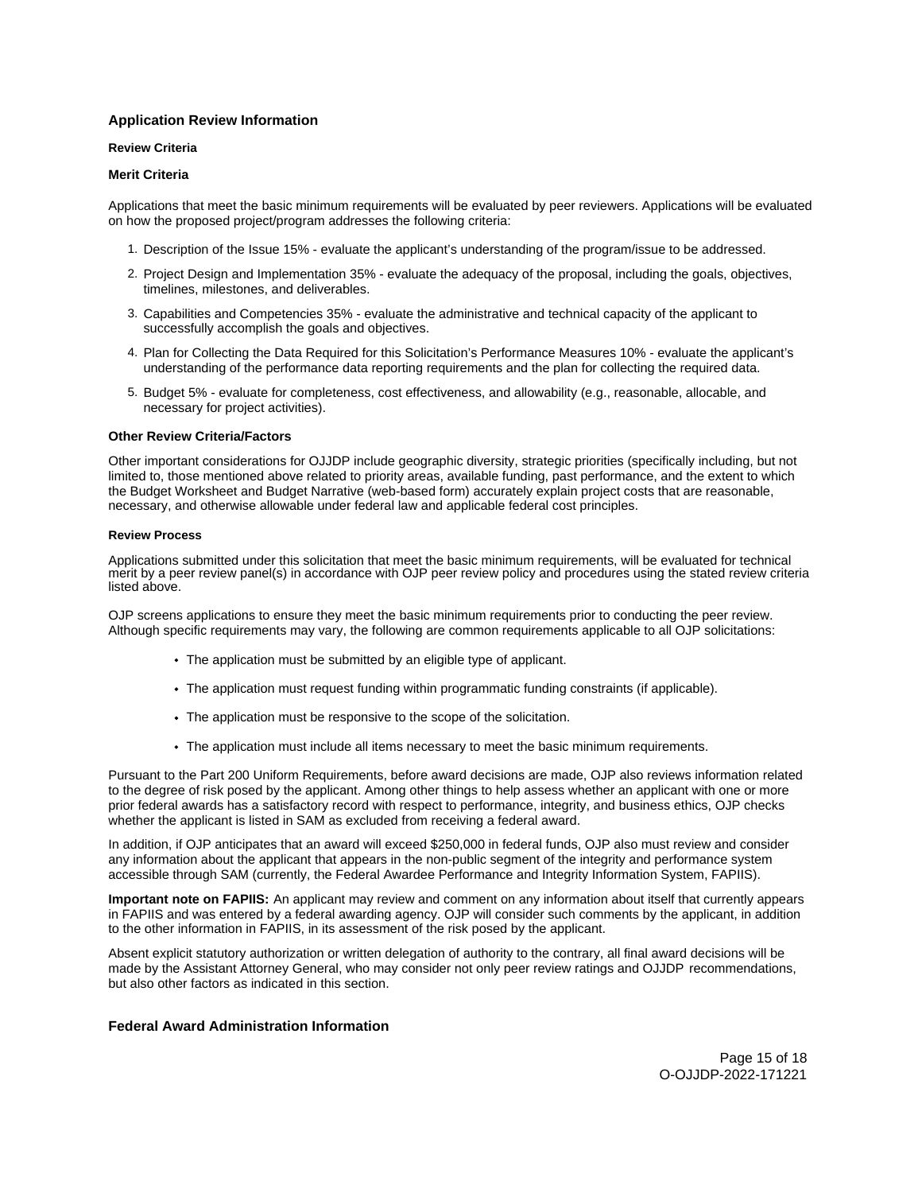## Application Review Information

### Review Criteria

### Merit Criteria

Applications that meet the basic minimum requirements will be evaluated by peer reviewers. Applications will be evaluated on how the proposed project/program addresses the following criteria:

1. Description of the Issue 15% - evaluate the applicant's understanding of the program/issue to be addressed.
2. Project Design and Implementation 35% - evaluate the adequacy of the proposal, including the goals, objectives, timelines, milestones, and deliverables.
3. Capabilities and Competencies 35% - evaluate the administrative and technical capacity of the applicant to successfully accomplish the goals and objectives.
4. Plan for Collecting the Data Required for this Solicitation's Performance Measures 10% - evaluate the applicant's understanding of the performance data reporting requirements and the plan for collecting the required data.
5. Budget 5% - evaluate for completeness, cost effectiveness, and allowability (e.g., reasonable, allocable, and necessary for project activities).

### Other Review Criteria/Factors

Other important considerations for OJJDP include geographic diversity, strategic priorities (specifically including, but not limited to, those mentioned above related to priority areas, available funding, past performance, and the extent to which the Budget Worksheet and Budget Narrative (web-based form) accurately explain project costs that are reasonable, necessary, and otherwise allowable under federal law and applicable federal cost principles.

### Review Process

Applications submitted under this solicitation that meet the basic minimum requirements, will be evaluated for technical merit by a peer review panel(s) in accordance with OJP peer review policy and procedures using the stated review criteria listed above.

OJP screens applications to ensure they meet the basic minimum requirements prior to conducting the peer review. Although specific requirements may vary, the following are common requirements applicable to all OJP solicitations:

- The application must be submitted by an eligible type of applicant.
- The application must request funding within programmatic funding constraints (if applicable).
- The application must be responsive to the scope of the solicitation.
- The application must include all items necessary to meet the basic minimum requirements.

Pursuant to the Part 200 Uniform Requirements, before award decisions are made, OJP also reviews information related to the degree of risk posed by the applicant. Among other things to help assess whether an applicant with one or more prior federal awards has a satisfactory record with respect to performance, integrity, and business ethics, OJP checks whether the applicant is listed in SAM as excluded from receiving a federal award.

In addition, if OJP anticipates that an award will exceed $250,000 in federal funds, OJP also must review and consider any information about the applicant that appears in the non-public segment of the integrity and performance system accessible through SAM (currently, the Federal Awardee Performance and Integrity Information System, FAPIIS).

**Important note on FAPIIS:** An applicant may review and comment on any information about itself that currently appears in FAPIIS and was entered by a federal awarding agency. OJP will consider such comments by the applicant, in addition to the other information in FAPIIS, in its assessment of the risk posed by the applicant.

Absent explicit statutory authorization or written delegation of authority to the contrary, all final award decisions will be made by the Assistant Attorney General, who may consider not only peer review ratings and OJJDP recommendations, but also other factors as indicated in this section.

## Federal Award Administration Information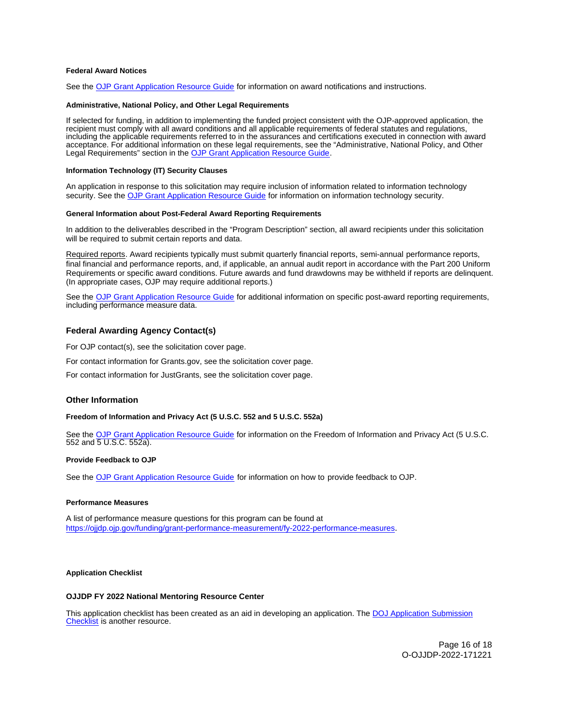#### Federal Award Notices

See the [OJP Grant Application Resource Guide](#) for information on award notifications and instructions.

#### Administrative, National Policy, and Other Legal Requirements

If selected for funding, in addition to implementing the funded project consistent with the OJP-approved application, the recipient must comply with all award conditions and all applicable requirements of federal statutes and regulations, including the applicable requirements referred to in the assurances and certifications executed in connection with award acceptance. For additional information on these legal requirements, see the “Administrative, National Policy, and Other Legal Requirements” section in the [OJP Grant Application Resource Guide](#).

#### Information Technology (IT) Security Clauses

An application in response to this solicitation may require inclusion of information related to information technology security. See the [OJP Grant Application Resource Guide](#) for information on information technology security.

#### General Information about Post-Federal Award Reporting Requirements

In addition to the deliverables described in the “Program Description” section, all award recipients under this solicitation will be required to submit certain reports and data.

Required reports. Award recipients typically must submit quarterly financial reports, semi-annual performance reports, final financial and performance reports, and, if applicable, an annual audit report in accordance with the Part 200 Uniform Requirements or specific award conditions. Future awards and fund drawdowns may be withheld if reports are delinquent. (In appropriate cases, OJP may require additional reports.)

See the [OJP Grant Application Resource Guide](#) for additional information on specific post-award reporting requirements, including performance measure data.

### Federal Awarding Agency Contact(s)

For OJP contact(s), see the solicitation cover page.

For contact information for Grants.gov, see the solicitation cover page.

For contact information for JustGrants, see the solicitation cover page.

### Other Information

#### Freedom of Information and Privacy Act (5 U.S.C. 552 and 5 U.S.C. 552a)

See the [OJP Grant Application Resource Guide](#) for information on the Freedom of Information and Privacy Act (5 U.S.C. 552 and 5 U.S.C. 552a).

#### Provide Feedback to OJP

See the [OJP Grant Application Resource Guide](#) for information on how to provide feedback to OJP.

#### Performance Measures

A list of performance measure questions for this program can be found at https://ojjdp.ojp.gov/funding/grant-performance-measurement/fy-2022-performance-measures.

#### Application Checklist

#### OJJDP FY 2022 National Mentoring Resource Center

This application checklist has been created as an aid in developing an application. The [DOJ Application Submission Checklist](#) is another resource.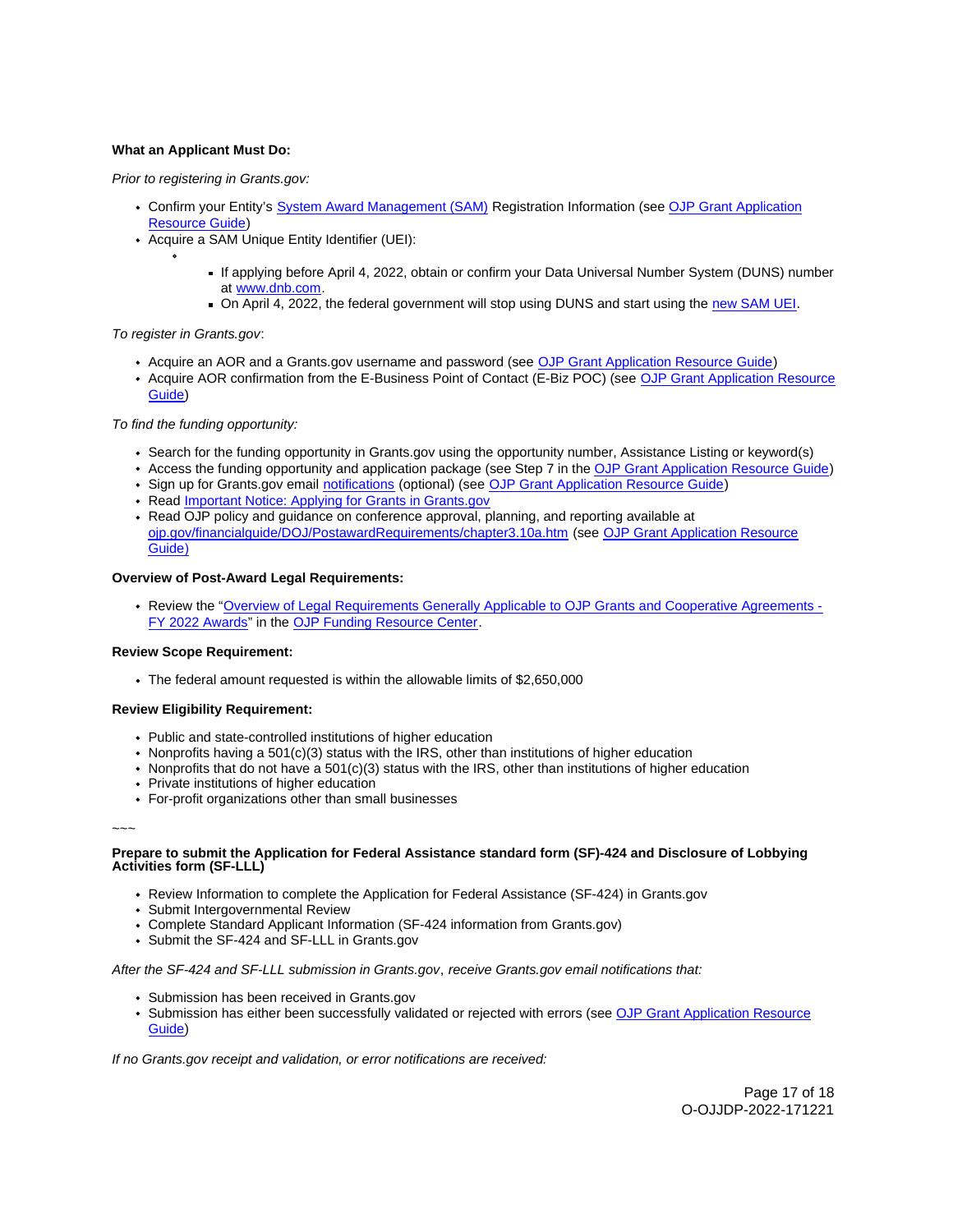**What an Applicant Must Do:**

*Prior to registering in Grants.gov:*

- Confirm your Entity's System Award Management (SAM) Registration Information (see OJP Grant Application Resource Guide)
- Acquire a SAM Unique Entity Identifier (UEI):
    - 
        - If applying before April 4, 2022, obtain or confirm your Data Universal Number System (DUNS) number at www.dnb.com.
        - On April 4, 2022, the federal government will stop using DUNS and start using the new SAM UEI.

*To register in Grants.gov*:

- Acquire an AOR and a Grants.gov username and password (see OJP Grant Application Resource Guide)
- Acquire AOR confirmation from the E-Business Point of Contact (E-Biz POC) (see OJP Grant Application Resource Guide)

*To find the funding opportunity:*

- Search for the funding opportunity in Grants.gov using the opportunity number, Assistance Listing or keyword(s)
- Access the funding opportunity and application package (see Step 7 in the OJP Grant Application Resource Guide)
- Sign up for Grants.gov email notifications (optional) (see OJP Grant Application Resource Guide)
- Read Important Notice: Applying for Grants in Grants.gov
- Read OJP policy and guidance on conference approval, planning, and reporting available at ojp.gov/financialguide/DOJ/PostawardRequirements/chapter3.10a.htm (see OJP Grant Application Resource Guide)

**Overview of Post-Award Legal Requirements:**

- Review the "Overview of Legal Requirements Generally Applicable to OJP Grants and Cooperative Agreements - FY 2022 Awards" in the OJP Funding Resource Center.

**Review Scope Requirement:**

- The federal amount requested is within the allowable limits of $2,650,000

**Review Eligibility Requirement:**

- Public and state-controlled institutions of higher education
- Nonprofits having a 501(c)(3) status with the IRS, other than institutions of higher education
- Nonprofits that do not have a 501(c)(3) status with the IRS, other than institutions of higher education
- Private institutions of higher education
- For-profit organizations other than small businesses

~~~

**Prepare to submit the Application for Federal Assistance standard form (SF)-424 and Disclosure of Lobbying Activities form (SF-LLL)**

- Review Information to complete the Application for Federal Assistance (SF-424) in Grants.gov
- Submit Intergovernmental Review
- Complete Standard Applicant Information (SF-424 information from Grants.gov)
- Submit the SF-424 and SF-LLL in Grants.gov

*After the SF-424 and SF-LLL submission in Grants.gov*, *receive Grants.gov email notifications that:*

- Submission has been received in Grants.gov
- Submission has either been successfully validated or rejected with errors (see OJP Grant Application Resource Guide)

*If no Grants.gov receipt and validation, or error notifications are received:*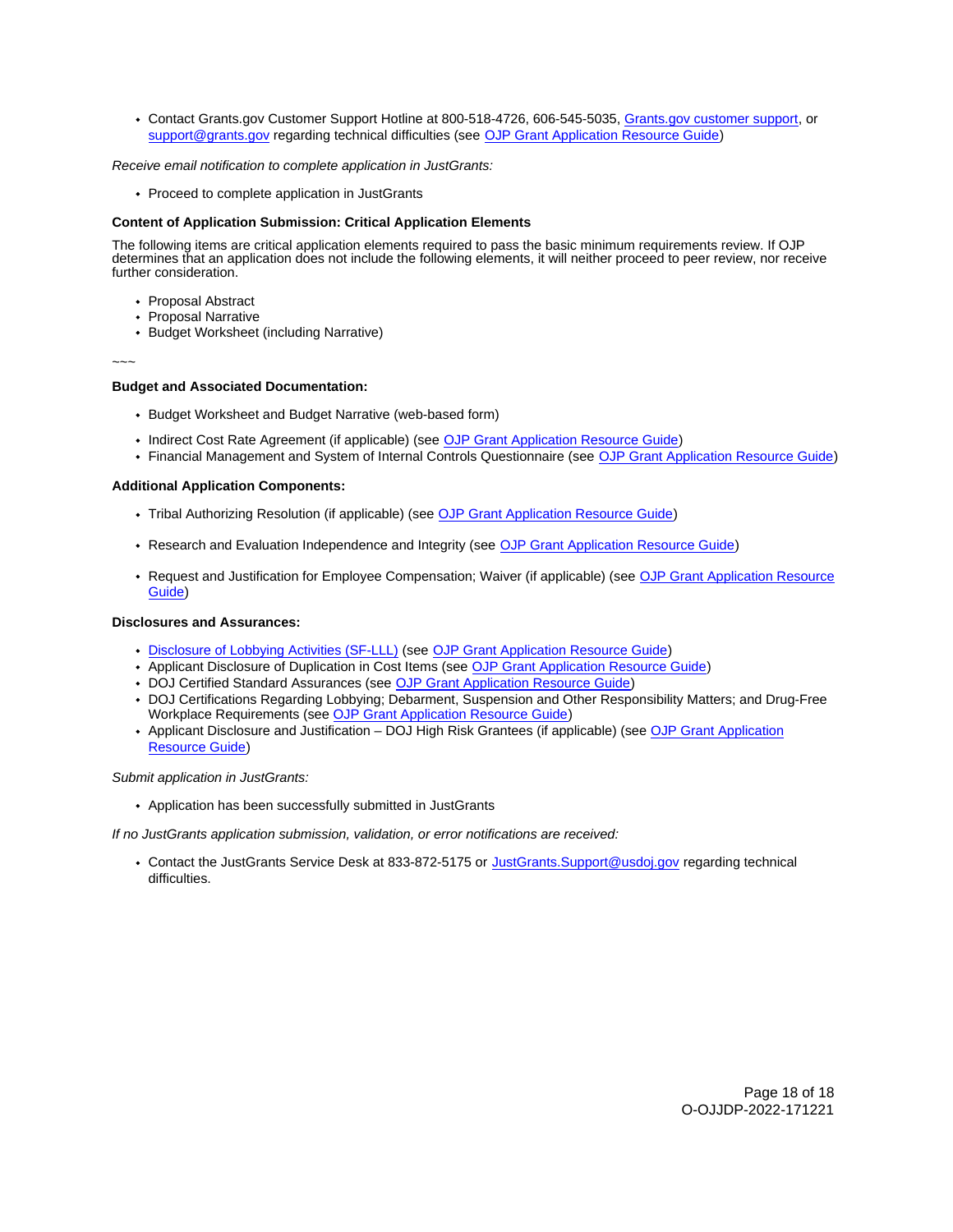- Contact Grants.gov Customer Support Hotline at 800-518-4726, 606-545-5035, Grants.gov customer support, or support@grants.gov regarding technical difficulties (see OJP Grant Application Resource Guide)

*Receive email notification to complete application in JustGrants:*

- Proceed to complete application in JustGrants

**Content of Application Submission: Critical Application Elements**

The following items are critical application elements required to pass the basic minimum requirements review. If OJP determines that an application does not include the following elements, it will neither proceed to peer review, nor receive further consideration.

- Proposal Abstract
- Proposal Narrative
- Budget Worksheet (including Narrative)

~~~

**Budget and Associated Documentation:**

- Budget Worksheet and Budget Narrative (web-based form)
- Indirect Cost Rate Agreement (if applicable) (see OJP Grant Application Resource Guide)
- Financial Management and System of Internal Controls Questionnaire (see OJP Grant Application Resource Guide)

**Additional Application Components:**

- Tribal Authorizing Resolution (if applicable) (see OJP Grant Application Resource Guide)
- Research and Evaluation Independence and Integrity (see OJP Grant Application Resource Guide)
- Request and Justification for Employee Compensation; Waiver (if applicable) (see OJP Grant Application Resource Guide)

**Disclosures and Assurances:**

- Disclosure of Lobbying Activities (SF-LLL) (see OJP Grant Application Resource Guide)
- Applicant Disclosure of Duplication in Cost Items (see OJP Grant Application Resource Guide)
- DOJ Certified Standard Assurances (see OJP Grant Application Resource Guide)
- DOJ Certifications Regarding Lobbying; Debarment, Suspension and Other Responsibility Matters; and Drug-Free Workplace Requirements (see OJP Grant Application Resource Guide)
- Applicant Disclosure and Justification – DOJ High Risk Grantees (if applicable) (see OJP Grant Application Resource Guide)

*Submit application in JustGrants:*

- Application has been successfully submitted in JustGrants

*If no JustGrants application submission, validation, or error notifications are received:*

- Contact the JustGrants Service Desk at 833-872-5175 or JustGrants.Support@usdoj.gov regarding technical difficulties.